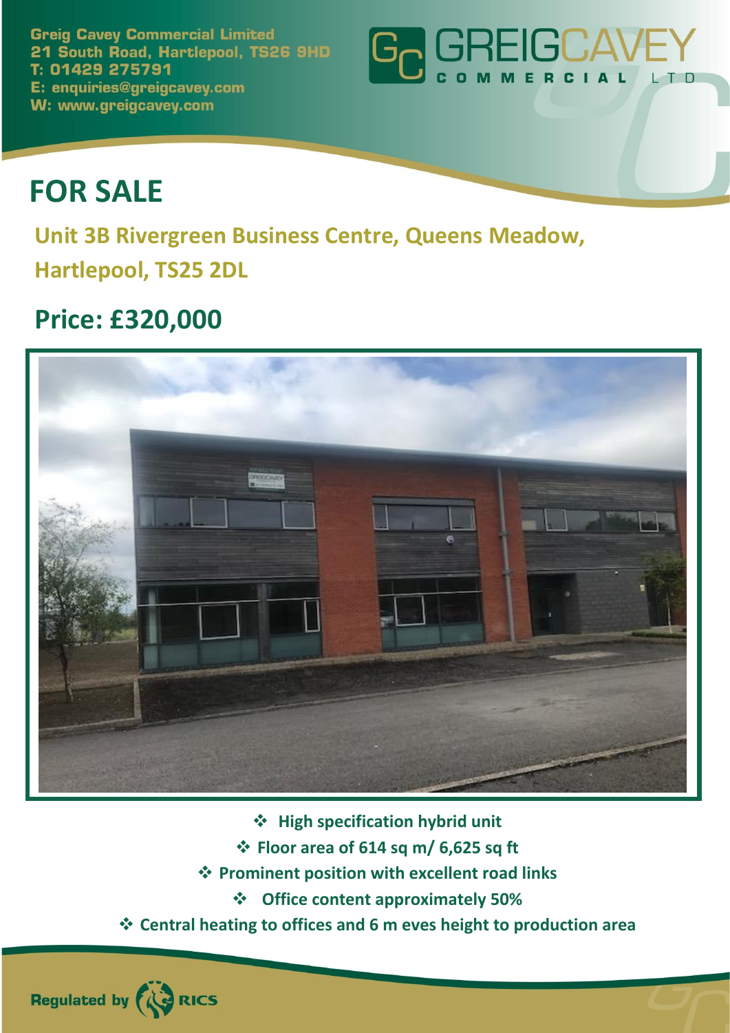Greig Cavey Commercial Limited
21 South Road, Hartlepool, TS26 9HD
T: 01429 275791
E: enquiries@greigcavey.com
W: www.greigcavey.com

GREIGCAVEY COMMERCIAL LTD

# FOR SALE

## Unit 3B Rivergreen Business Centre, Queens Meadow, Hartlepool, TS25 2DL

## Price: £320,000

- **High specification hybrid unit**
- **Floor area of 614 sq m/ 6,625 sq ft**
- **Prominent position with excellent road links**
- **Office content approximately 50%**
- **Central heating to offices and 6 m eves height to production area**

Regulated by RICS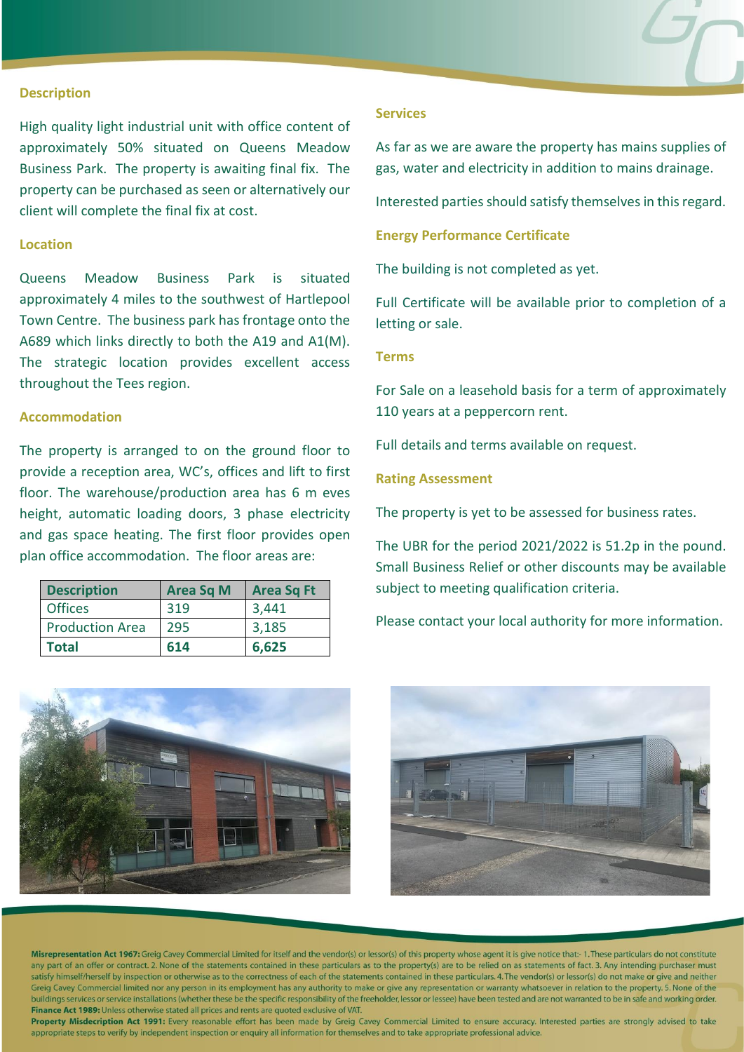## Description

High quality light industrial unit with office content of approximately 50% situated on Queens Meadow Business Park. The property is awaiting final fix. The property can be purchased as seen or alternatively our client will complete the final fix at cost.

## Location

Queens Meadow Business Park is situated approximately 4 miles to the southwest of Hartlepool Town Centre. The business park has frontage onto the A689 which links directly to both the A19 and A1(M). The strategic location provides excellent access throughout the Tees region.

## Accommodation

The property is arranged to on the ground floor to provide a reception area, WC's, offices and lift to first floor. The warehouse/production area has 6 m eves height, automatic loading doors, 3 phase electricity and gas space heating. The first floor provides open plan office accommodation. The floor areas are:

| Description | Area Sq M | Area Sq Ft |
|---|---|---|
| Offices | 319 | 3,441 |
| Production Area | 295 | 3,185 |
| **Total** | **614** | **6,625** |

## Services

As far as we are aware the property has mains supplies of gas, water and electricity in addition to mains drainage.

Interested parties should satisfy themselves in this regard.

## Energy Performance Certificate

The building is not completed as yet.

Full Certificate will be available prior to completion of a letting or sale.

## Terms

For Sale on a leasehold basis for a term of approximately 110 years at a peppercorn rent.

Full details and terms available on request.

## Rating Assessment

The property is yet to be assessed for business rates.

The UBR for the period 2021/2022 is 51.2p in the pound. Small Business Relief or other discounts may be available subject to meeting qualification criteria.

Please contact your local authority for more information.

**Misrepresentation Act 1967:** Greig Cavey Commercial Limited for itself and the vendor(s) or lessor(s) of this property whose agent it is give notice that:- 1. These particulars do not constitute any part of an offer or contract. 2. None of the statements contained in these particulars as to the property(s) are to be relied on as statements of fact. 3. Any intending purchaser must satisfy himself/herself by inspection or otherwise as to the correctness of each of the statements contained in these particulars. 4. The vendor(s) or lessor(s) do not make or give and neither Greig Cavey Commercial limited nor any person in its employment has any authority to make or give any representation or warranty whatsoever in relation to the property. 5. None of the buildings services or service installations (whether these be the specific responsibility of the freeholder, lessor or lessee) have been tested and are not warranted to be in safe and working order.
**Finance Act 1989:** Unless otherwise stated all prices and rents are quoted exclusive of VAT.
**Property Misdescription Act 1991:** Every reasonable effort has been made by Greig Cavey Commercial Limited to ensure accuracy. Interested parties are strongly advised to take appropriate steps to verify by independent inspection or enquiry all information for themselves and to take appropriate professional advice.